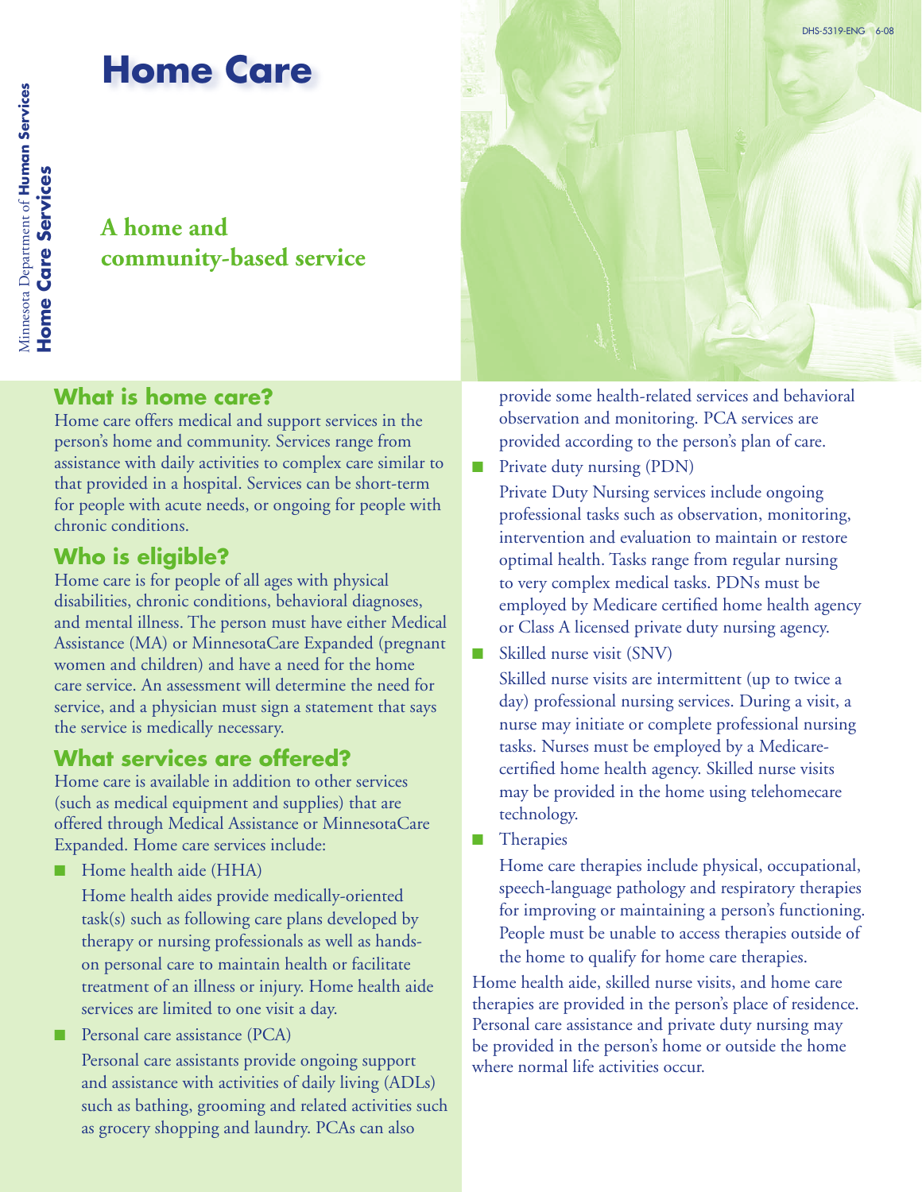# Home Care

Minnesota Department of **Human Services**
**Home Care Services**

DHS-5319-ENG 6-08

## A home and community-based service

### What is home care?

Home care offers medical and support services in the person's home and community. Services range from assistance with daily activities to complex care similar to that provided in a hospital. Services can be short-term for people with acute needs, or ongoing for people with chronic conditions.

### Who is eligible?

Home care is for people of all ages with physical disabilities, chronic conditions, behavioral diagnoses, and mental illness. The person must have either Medical Assistance (MA) or MinnesotaCare Expanded (pregnant women and children) and have a need for the home care service. An assessment will determine the need for service, and a physician must sign a statement that says the service is medically necessary.

### What services are offered?

Home care is available in addition to other services (such as medical equipment and supplies) that are offered through Medical Assistance or MinnesotaCare Expanded. Home care services include:

- Home health aide (HHA)

  Home health aides provide medically-oriented task(s) such as following care plans developed by therapy or nursing professionals as well as hands-on personal care to maintain health or facilitate treatment of an illness or injury. Home health aide services are limited to one visit a day.

- Personal care assistance (PCA)

  Personal care assistants provide ongoing support and assistance with activities of daily living (ADLs) such as bathing, grooming and related activities such as grocery shopping and laundry. PCAs can also provide some health-related services and behavioral observation and monitoring. PCA services are provided according to the person's plan of care.

- Private duty nursing (PDN)

  Private Duty Nursing services include ongoing professional tasks such as observation, monitoring, intervention and evaluation to maintain or restore optimal health. Tasks range from regular nursing to very complex medical tasks. PDNs must be employed by Medicare certified home health agency or Class A licensed private duty nursing agency.

- Skilled nurse visit (SNV)

  Skilled nurse visits are intermittent (up to twice a day) professional nursing services. During a visit, a nurse may initiate or complete professional nursing tasks. Nurses must be employed by a Medicare-certified home health agency. Skilled nurse visits may be provided in the home using telehomecare technology.

- Therapies

  Home care therapies include physical, occupational, speech-language pathology and respiratory therapies for improving or maintaining a person's functioning. People must be unable to access therapies outside of the home to qualify for home care therapies.

Home health aide, skilled nurse visits, and home care therapies are provided in the person's place of residence. Personal care assistance and private duty nursing may be provided in the person's home or outside the home where normal life activities occur.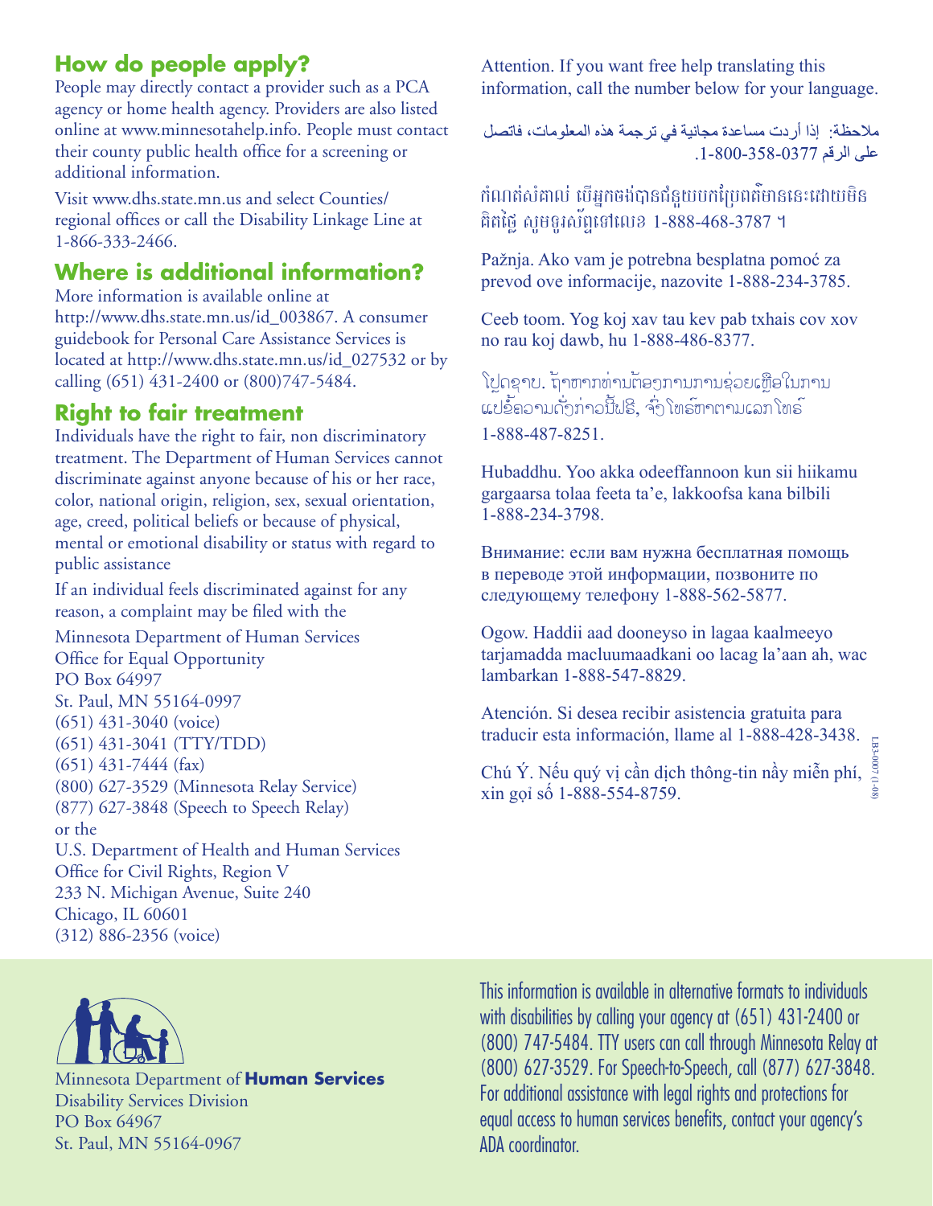## How do people apply?

People may directly contact a provider such as a PCA agency or home health agency. Providers are also listed online at www.minnesotahelp.info. People must contact their county public health office for a screening or additional information.

Visit www.dhs.state.mn.us and select Counties/ regional offices or call the Disability Linkage Line at 1-866-333-2466.

## Where is additional information?

More information is available online at http://www.dhs.state.mn.us/id_003867. A consumer guidebook for Personal Care Assistance Services is located at http://www.dhs.state.mn.us/id_027532 or by calling (651) 431-2400 or (800)747-5484.

## Right to fair treatment

Individuals have the right to fair, non discriminatory treatment. The Department of Human Services cannot discriminate against anyone because of his or her race, color, national origin, religion, sex, sexual orientation, age, creed, political beliefs or because of physical, mental or emotional disability or status with regard to public assistance

If an individual feels discriminated against for any reason, a complaint may be filed with the

Minnesota Department of Human Services
Office for Equal Opportunity
PO Box 64997
St. Paul, MN 55164-0997
(651) 431-3040 (voice)
(651) 431-3041 (TTY/TDD)
(651) 431-7444 (fax)
(800) 627-3529 (Minnesota Relay Service)
(877) 627-3848 (Speech to Speech Relay)
or the
U.S. Department of Health and Human Services
Office for Civil Rights, Region V
233 N. Michigan Avenue, Suite 240
Chicago, IL 60601
(312) 886-2356 (voice)

Attention. If you want free help translating this information, call the number below for your language.

ملاحظة: إذا أردت مساعدة مجانية في ترجمة هذه المعلومات، فاتصل على الرقم 1-800-358-0377.

កំណត់សំគាល់ បើអ្នកចង់បានជំនួយបកប្រែព័ត៌មាននេះដោយមិនគិតថ្លៃ សូមទូរស័ព្ទទៅលេខ 1-888-468-3787 ។

Pažnja. Ako vam je potrebna besplatna pomoć za prevod ove informacije, nazovite 1-888-234-3785.

Ceeb toom. Yog koj xav tau kev pab txhais cov xov no rau koj dawb, hu 1-888-486-8377.

ໂປດຊາບ. ຖ້າຫາກທ່ານຕ້ອງການການຊ່ວຍເຫຼືອໃນການແປຂໍ້ຄວາມດັ່ງກ່າວນີ້ຟຣີ, ຈົ່ງໂທຣ໌ຫາຕາມເລກໂທຣ໌ 1-888-487-8251.

Hubaddhu. Yoo akka odeeffannoon kun sii hiikamu gargaarsa tolaa feeta ta'e, lakkoofsa kana bilbili 1-888-234-3798.

Внимание: если вам нужна бесплатная помощь в переводе этой информации, позвоните по следующему телефону 1-888-562-5877.

Ogow. Haddii aad dooneyso in lagaa kaalmeeyo tarjamadda macluumaadkani oo lacag la'aan ah, wac lambarkan 1-888-547-8829.

Atención. Si desea recibir asistencia gratuita para traducir esta información, llame al 1-888-428-3438.

Chú Ý. Nếu quý vị cần dịch thông-tin nầy miễn phí, xin gọi số 1-888-554-8759.

LB3-0007 (1-08)

Minnesota Department of **Human Services**
Disability Services Division
PO Box 64967
St. Paul, MN 55164-0967

This information is available in alternative formats to individuals with disabilities by calling your agency at (651) 431-2400 or (800) 747-5484. TTY users can call through Minnesota Relay at (800) 627-3529. For Speech-to-Speech, call (877) 627-3848. For additional assistance with legal rights and protections for equal access to human services benefits, contact your agency's ADA coordinator.